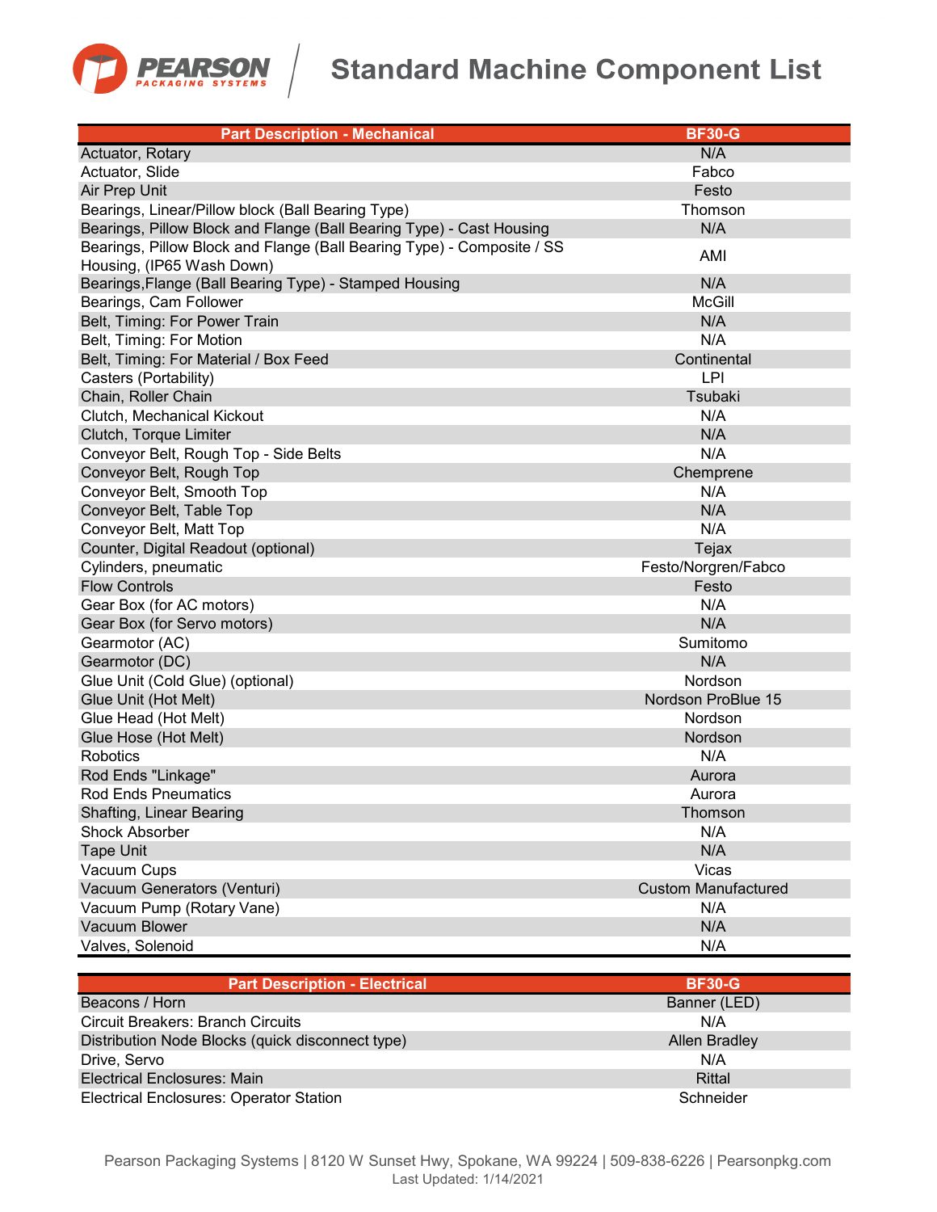# Standard Machine Component List

| Part Description - Mechanical | BF30-G |
|---|---|
| Actuator, Rotary | N/A |
| Actuator, Slide | Fabco |
| Air Prep Unit | Festo |
| Bearings, Linear/Pillow block (Ball Bearing Type) | Thomson |
| Bearings, Pillow Block and Flange (Ball Bearing Type) - Cast Housing | N/A |
| Bearings, Pillow Block and Flange (Ball Bearing Type) - Composite / SS Housing, (IP65 Wash Down) | AMI |
| Bearings,Flange (Ball Bearing Type) - Stamped Housing | N/A |
| Bearings, Cam Follower | McGill |
| Belt, Timing: For Power Train | N/A |
| Belt, Timing: For Motion | N/A |
| Belt, Timing: For Material / Box Feed | Continental |
| Casters (Portability) | LPI |
| Chain, Roller Chain | Tsubaki |
| Clutch, Mechanical Kickout | N/A |
| Clutch, Torque Limiter | N/A |
| Conveyor Belt, Rough Top - Side Belts | N/A |
| Conveyor Belt, Rough Top | Chemprene |
| Conveyor Belt, Smooth Top | N/A |
| Conveyor Belt, Table Top | N/A |
| Conveyor Belt, Matt Top | N/A |
| Counter, Digital Readout (optional) | Tejax |
| Cylinders, pneumatic | Festo/Norgren/Fabco |
| Flow Controls | Festo |
| Gear Box (for AC motors) | N/A |
| Gear Box (for Servo motors) | N/A |
| Gearmotor (AC) | Sumitomo |
| Gearmotor (DC) | N/A |
| Glue Unit (Cold Glue) (optional) | Nordson |
| Glue Unit (Hot Melt) | Nordson ProBlue 15 |
| Glue Head (Hot Melt) | Nordson |
| Glue Hose (Hot Melt) | Nordson |
| Robotics | N/A |
| Rod Ends "Linkage" | Aurora |
| Rod Ends Pneumatics | Aurora |
| Shafting, Linear Bearing | Thomson |
| Shock Absorber | N/A |
| Tape Unit | N/A |
| Vacuum Cups | Vicas |
| Vacuum Generators (Venturi) | Custom Manufactured |
| Vacuum Pump (Rotary Vane) | N/A |
| Vacuum Blower | N/A |
| Valves, Solenoid | N/A |

| Part Description - Electrical | BF30-G |
|---|---|
| Beacons / Horn | Banner (LED) |
| Circuit Breakers: Branch Circuits | N/A |
| Distribution Node Blocks (quick disconnect type) | Allen Bradley |
| Drive, Servo | N/A |
| Electrical Enclosures: Main | Rittal |
| Electrical Enclosures: Operator Station | Schneider |

Pearson Packaging Systems | 8120 W Sunset Hwy, Spokane, WA 99224 | 509-838-6226 | Pearsonpkg.com
Last Updated: 1/14/2021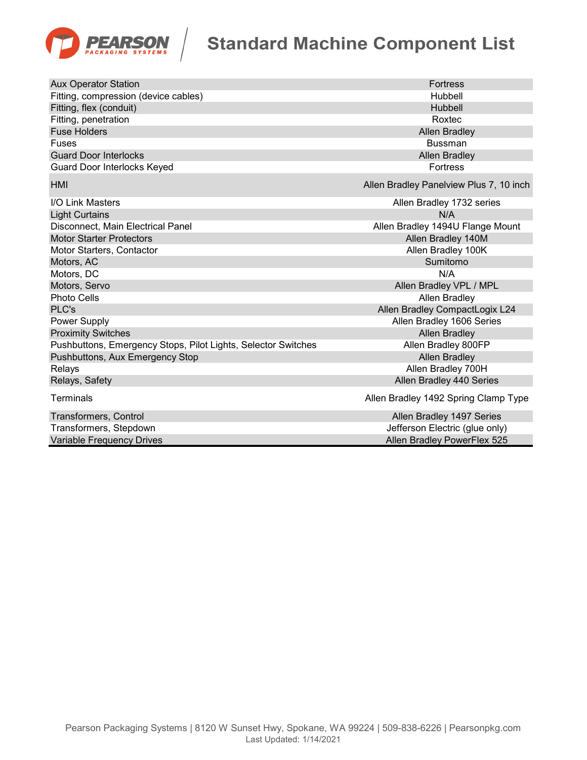# Standard Machine Component List

| | |
|---|---|
| Aux Operator Station | Fortress |
| Fitting, compression (device cables) | Hubbell |
| Fitting, flex (conduit) | Hubbell |
| Fitting, penetration | Roxtec |
| Fuse Holders | Allen Bradley |
| Fuses | Bussman |
| Guard Door Interlocks | Allen Bradley |
| Guard Door Interlocks Keyed | Fortress |
| HMI | Allen Bradley Panelview Plus 7, 10 inch |
| I/O Link Masters | Allen Bradley 1732 series |
| Light Curtains | N/A |
| Disconnect, Main Electrical Panel | Allen Bradley 1494U Flange Mount |
| Motor Starter Protectors | Allen Bradley 140M |
| Motor Starters, Contactor | Allen Bradley 100K |
| Motors, AC | Sumitomo |
| Motors, DC | N/A |
| Motors, Servo | Allen Bradley VPL / MPL |
| Photo Cells | Allen Bradley |
| PLC's | Allen Bradley CompactLogix L24 |
| Power Supply | Allen Bradley 1606 Series |
| Proximity Switches | Allen Bradley |
| Pushbuttons, Emergency Stops, Pilot Lights, Selector Switches | Allen Bradley 800FP |
| Pushbuttons, Aux Emergency Stop | Allen Bradley |
| Relays | Allen Bradley 700H |
| Relays, Safety | Allen Bradley 440 Series |
| Terminals | Allen Bradley 1492 Spring Clamp Type |
| Transformers, Control | Allen Bradley 1497 Series |
| Transformers, Stepdown | Jefferson Electric (glue only) |
| Variable Frequency Drives | Allen Bradley PowerFlex 525 |

Pearson Packaging Systems | 8120 W Sunset Hwy, Spokane, WA 99224 | 509-838-6226 | Pearsonpkg.com
Last Updated: 1/14/2021